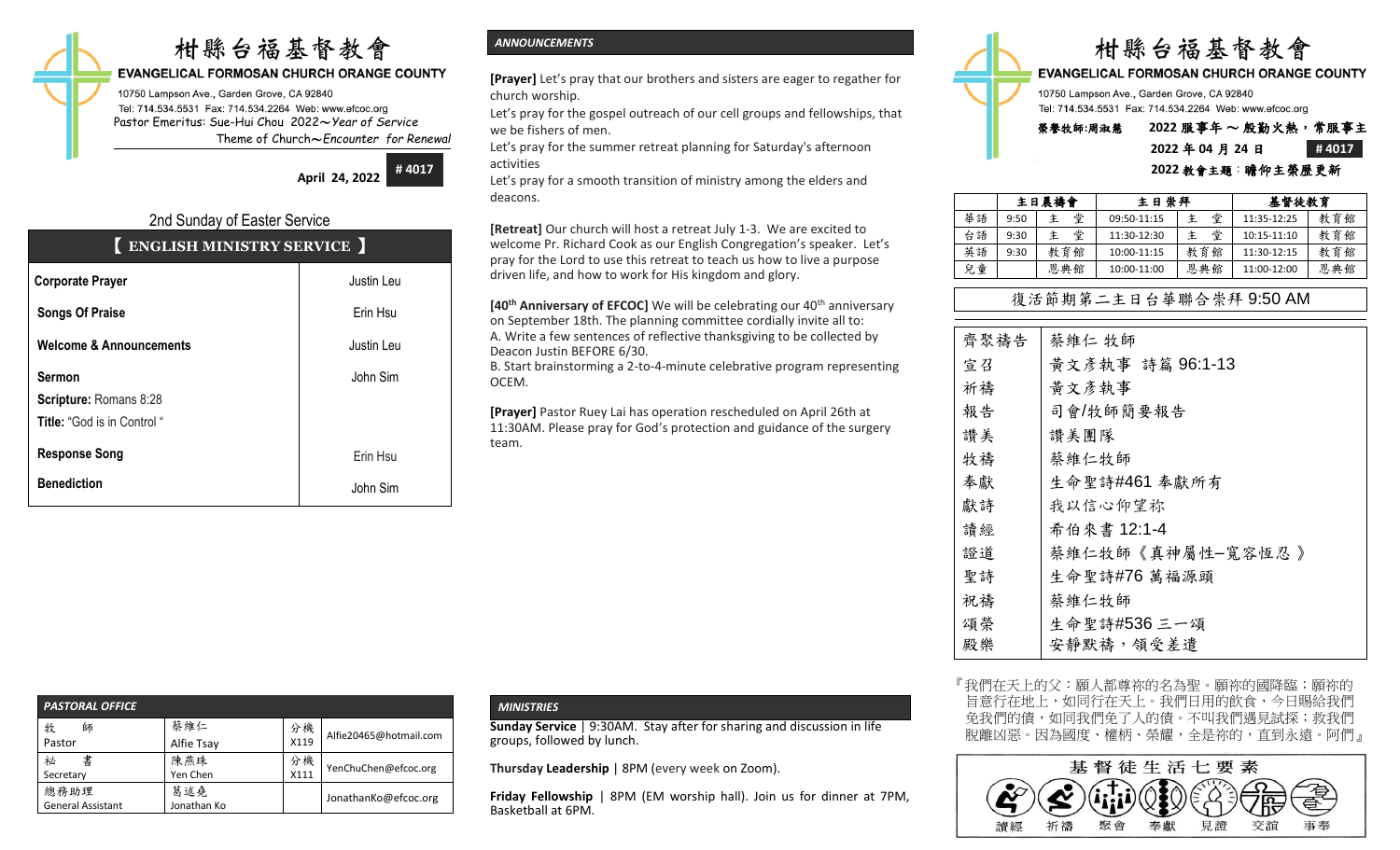# 柑縣台福基督教會

**EVANGELICAL FORMOSAN CHURCH ORANGE COUNTY**

10750 Lampson Ave., Garden Grove, CA 92840
Tel: 714.534.5531 Fax: 714.534.2264 Web: www.efcoc.org
Pastor Emeritus: Sue-Hui Chou 2022～*Year of Service*
Theme of Church～*Encounter for Renewal*

**April 24, 2022** **# 4017**

## 2nd Sunday of Easter Service

| 【 ENGLISH MINISTRY SERVICE 】 | |
|---|---|
| **Corporate Prayer** | Justin Leu |
| **Songs Of Praise** | Erin Hsu |
| **Welcome & Announcements** | Justin Leu |
| **Sermon**<br>**Scripture:** Romans 8:28<br>**Title:** "God is in Control " | John Sim |
| **Response Song** | Erin Hsu |
| **Benediction** | John Sim |

### *PASTORAL OFFICE*

| | | | |
|---|---|---|---|
| 牧　師<br>Pastor | 蔡維仁<br>Alfie Tsay | 分機<br>X119 | Alfie20465@hotmail.com |
| 祕　書<br>Secretary | 陳燕珠<br>Yen Chen | 分機<br>X111 | YenChuChen@efcoc.org |
| 總務助理<br>General Assistant | 葛述堯<br>Jonathan Ko | | JonathanKo@efcoc.org |

### *ANNOUNCEMENTS*

**[Prayer]** Let's pray that our brothers and sisters are eager to regather for church worship.
Let's pray for the gospel outreach of our cell groups and fellowships, that we be fishers of men.
Let's pray for the summer retreat planning for Saturday's afternoon activities
Let's pray for a smooth transition of ministry among the elders and deacons.

**[Retreat]** Our church will host a retreat July 1-3. We are excited to welcome Pr. Richard Cook as our English Congregation's speaker. Let's pray for the Lord to use this retreat to teach us how to live a purpose driven life, and how to work for His kingdom and glory.

**[40th Anniversary of EFCOC]** We will be celebrating our 40th anniversary on September 18th. The planning committee cordially invite all to:
A. Write a few sentences of reflective thanksgiving to be collected by Deacon Justin BEFORE 6/30.
B. Start brainstorming a 2-to-4-minute celebrative program representing OCEM.

**[Prayer]** Pastor Ruey Lai has operation rescheduled on April 26th at 11:30AM. Please pray for God's protection and guidance of the surgery team.

### *MINISTRIES*

**Sunday Service** | 9:30AM. Stay after for sharing and discussion in life groups, followed by lunch.

**Thursday Leadership** | 8PM (every week on Zoom).

**Friday Fellowship** | 8PM (EM worship hall). Join us for dinner at 7PM, Basketball at 6PM.

# 柑縣台福基督教會

**EVANGELICAL FORMOSAN CHURCH ORANGE COUNTY**

10750 Lampson Ave., Garden Grove, CA 92840
Tel: 714.534.5531 Fax: 714.534.2264 Web: www.efcoc.org

榮譽牧師:周淑慧　**2022 服事年 ～ 殷勤火熱，常服事主**

**2022 年 04 月 24 日** **# 4017**

**2022 教會主題：瞻仰主榮歷更新**

| | 主日晨禱會 | | 主日崇拜 | | 基督徒教育 | |
|---|---|---|---|---|---|---|
| 華語 | 9:50 | 主　堂 | 09:50-11:15 | 主　堂 | 11:35-12:25 | 教育館 |
| 台語 | 9:30 | 主　堂 | 11:30-12:30 | 主　堂 | 10:15-11:10 | 教育館 |
| 英語 | 9:30 | 教育館 | 10:00-11:15 | 教育館 | 11:30-12:15 | 教育館 |
| 兒童 | | 恩典館 | 10:00-11:00 | 恩典館 | 11:00-12:00 | 恩典館 |

## 復活節期第二主日台華聯合崇拜 9:50 AM

| | |
|---|---|
| 齊聚禱告 | 蔡維仁 牧師 |
| 宣召 | 黃文彥執事 詩篇 96:1-13 |
| 祈禱 | 黃文彥執事 |
| 報告 | 司會/牧師簡要報告 |
| 讚美 | 讚美團隊 |
| 牧禱 | 蔡維仁牧師 |
| 奉獻 | 生命聖詩#461 奉獻所有 |
| 獻詩 | 我以信心仰望祢 |
| 讀經 | 希伯來書 12:1-4 |
| 證道 | 蔡維仁牧師《真神屬性–寬容恆忍 》 |
| 聖詩 | 生命聖詩#76 萬福源頭 |
| 祝禱 | 蔡維仁牧師 |
| 頌榮 | 生命聖詩#536 三一頌 |
| 殿樂 | 安靜默禱，領受差遣 |

『我們在天上的父：願人都尊祢的名為聖。願祢的國降臨；願祢的旨意行在地上，如同行在天上。我們日用的飲食，今日賜給我們免我們的債，如同我們免了人的債。不叫我們遇見試探；救我們脫離凶惡。因為國度、權柄、榮耀，全是祢的，直到永遠。阿們』

**基督徒生活七要素**

讀經　祈禱　聚會　奉獻　見證　交誼　事奉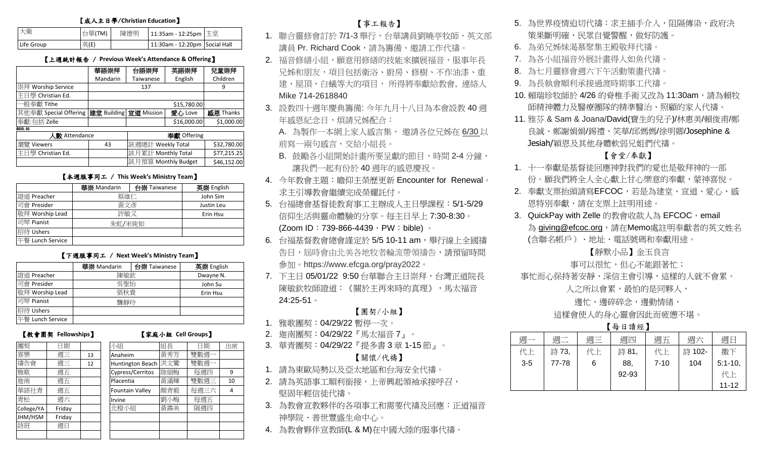【成人主日學/Christian Education】

| | | | | |
|---|---|---|---|---|
| 大衛 | 台華(TM) | 陳德明 | 11:35am - 12:25pm | 主堂 |
| Life Group | 英(E) | | 11:30am - 12:20pm | Social Hall |

【上週統計報告 / Previous Week's Attendance & Offering】

| | 華語崇拜 Mandarin | 台語崇拜 Taiwanese | 英語崇拜 English | 兒童崇拜 Children |
|---|---|---|---|---|
| 崇拜 Worship Service | 137 | | | 9 |
| 主日學 Christian Ed. | | | | |
| 一般奉獻 Tithe | | | $15,780.00 | |
| 其他奉獻 Special Offering | 建堂 Building | 宣道 Mission | 愛心 Love | 感恩 Thanks |
| 奉獻:包括 Zelle | | | $16,000.00 | $1,000.00 |

$600.00

| 人數 Attendance | | 奉獻 Offering | |
|---|---|---|---|
| 瀏覽 Viewers | 43 | 該週總計 Weekly Total | $32,780.00 |
| 主日學 Christian Ed. | | 該月累計 Monthly Total | $77,215.25 |
| | | 該月預算 Monthly Budget | $46,152.00 |

【本週服事同工 / This Week's Ministry Team】

| | 華崇 Mandarin | 台崇 Taiwanese | 英崇 English |
|---|---|---|---|
| 證道 Preacher | 蔡維仁 | | John Sim |
| 司會 Presider | 黃文彥 | | Justin Leu |
| 敬拜 Worship Lead | 許敏又 | | Erin Hsu |
| 司琴 Pianist | 朱虹/宋純如 | | |
| 招待 Ushers | | | |
| 午餐 Lunch Service | | | |

【下週服事同工 / Next Week's Ministry Team】

| | 華崇 Mandarin | 台崇 Taiwanese | 英崇 English |
|---|---|---|---|
| 證道 Preacher | 陳敏欽 | | Dwayne N. |
| 司會 Presider | 吳聖怡 | | John Su |
| 敬拜 Worship Lead | 張秋貴 | | Erin Hsu |
| 司琴 Pianist | 龔靜玲 | | |
| 招待 Ushers | | | |
| 午餐 Lunch Service | | | |

【教會團契 Fellowships】

| 團契 | 日期 | |
|---|---|---|
| 喜樂 | 週三 | 13 |
| 禱告會 | 週三 | 12 |
| 雅歌 | 週五 | |
| 迦南 | 週五 | |
| 華語社青 | 週五 | |
| 青松 | 週六 | |
| College/YA | Friday | |
| JHM/HSM | Friday | |
| 詩班 | 週日 | |

【家庭小組 Cell Groups】

| 小組 | 組長 | 日期 | 出席 |
|---|---|---|---|
| Anaheim | 黃秀芳 | 雙數週一 | |
| Huntington Beach | 洪文鸞 | 雙數週一 | |
| Cypress/Cerritos | 陸細梅 | 每週四 | 9 |
| Placentia | 黃滿輝 | 雙數週三 | 10 |
| Fountain Valley | 顏青毅 | 每週三六 | 4 |
| Irvine | 劉小梅 | 每週五 | |
| 北橙小組 | 黃壽美 | 隔週四 | |

【事工報告】

1. 聯合靈修會訂於 7/1-3 舉行，台華講員劉曉亭牧師，英文部講員 Pr. Richard Cook，請為籌備、邀請工作代禱。
2. 福音修繕小組，願意用修繕的技能來擴展福音，服事年長兄姊和朋友，項目包括衛浴、廚房、修樹、不作油漆、重建、屋頂、白蟻等大的項目， 所得將奉獻給教會，連絡人 Mike 714-2618840
3. 設教四十週年慶典籌備: 今年九月十八日為本會設教 40 週年感恩紀念日，煩請兄姊配合：
   A. 為製作一本網上家人感言集， 邀請各位兄姊在 6/30 以前寫一兩句感言，交給小組長。
   B. 鼓勵各小組開始計畫所要呈獻的節目，時間 2-4 分鐘，讓我們一起有份於 40 週年的感恩慶祝。
4. 今年教會主題：瞻仰主榮歷更新 Encounter for Renewal。求主引導教會繼續完成榮耀託付。
5. 台福總會基督徒教育事工主辦成人主日學課程：5/1-5/29 信仰生活與靈命體驗的分享。每主日早上 7:30-8:30。(Zoom ID：739-866-4439，PW：bible) 。
6. 台福基督教會總會謹定於 5/5 10-11 am，舉行線上全國禱告日，屆時會由北美各地牧者輪流帶領禱告，請預留時間參加。https://www.efcga.org/pray2022。
7. 下主日 05/01/22 9:50 台華聯合主日崇拜，台灣正道院長陳敏欽牧師證道：《關於主再來時的真理》，馬太福音 24:25-51。

【團契/小組】

1. 雅歌團契：04/29/22 暫停一次。
2. 迦南團契：04/29/22『馬太福音 7』。
3. 華青團契：04/29/22『提多書 3 章 1-15 節』。

【關懷/代禱】

1. 請為東歐局勢以及亞太地區和台海安全代禱。
2. 請為英語事工順利銜接，上帝興起領袖承接呼召，堅固年輕信徒代禱。
3. 為教會宣教夥伴的各項事工和需要代禱及回應：正道福音神學院、普世豐盛生命中心。
4. 為教會夥伴宣教師(L & M)在中國大陸的服事代禱。
5. 為世界疫情迫切代禱：求主插手介入，阻隔傳染，政府決策果斷明確，民眾自覺警醒，做好防護。
6. 為弟兄姊妹渴慕聚集主殿敬拜代禱。
7. 為各小組福音外展計畫得人如魚代禱。
8. 為七月靈修會週六下午活動策畫代禱。
9. 為長執會順利承接過渡時期事工代禱。
10. 賴瑞珍牧師於 4/26 的脊椎手術又改為 11:30am，請為賴牧師精神體力及醫療團隊的精準醫治、照顧的家人代禱。
11. 雅芬 & Sam & Joana/David(寶生的兒子)/林惠美/賴俊甫/鄭良誠、鄭謝娟娟/錫禮、笑華/邱媽媽/徐明卿/Josephine & Jesiah/穎恩及其他身體軟弱兄姐們代禱。

【會堂/奉獻】

1. 十一奉獻是基督徒回應神對我們的愛也是敬拜神的一部份。願我們將全人全心獻上甘心樂意的奉獻，蒙神喜悅。
2. 奉獻支票抬頭請寫EFCOC，若是為建堂、宣道、愛心、感恩特別奉獻，請在支票上註明用途。
3. QuickPay with Zelle 的教會收款人為 EFCOC，email 為 giving@efcoc.org，請在Memo處註明奉獻者的英文姓名(含聯名帳戶）、地址、電話號碼和奉獻用途。

【靜默小品】金玉良言

事可以很忙，但心不能跟著忙；
事忙而心保持著安靜、深信主會引導，這樣的人就不會累。
人之所以會累，最怕的是同夥人，
邊忙、邊碎碎念，邊動情緒，
這樣會使人的身心靈會因此而疲憊不堪。

【每日讀經】

| 週一 | 週二 | 週三 | 週四 | 週五 | 週六 | 週日 |
|---|---|---|---|---|---|---|
| 代上 3-5 | 詩 73, 77-78 | 代上 6 | 詩 81, 88, 92-93 | 代上 7-10 | 詩 102-104 | 撒下 5:1-10, 代上 11-12 |